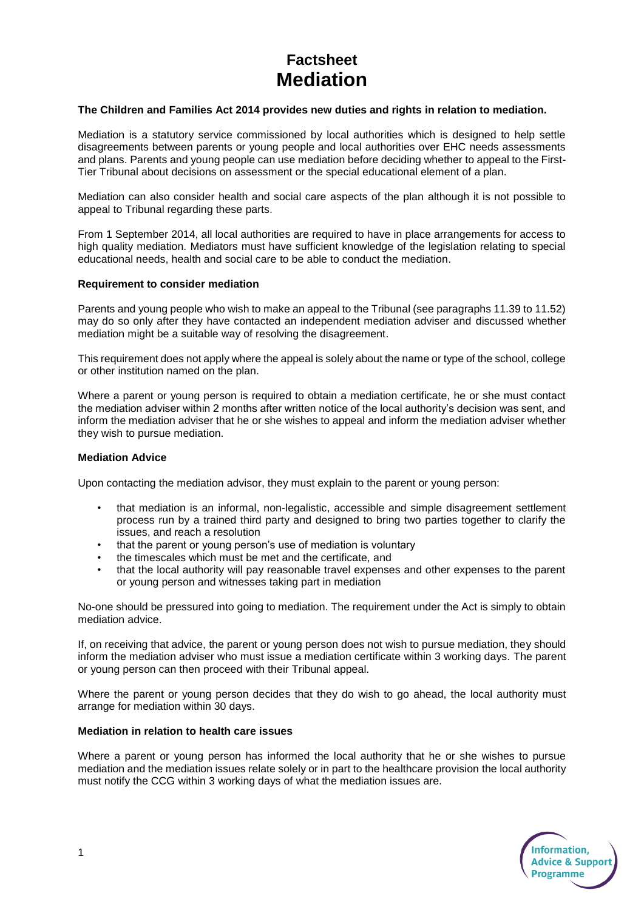# Factsheet
# Mediation

**The Children and Families Act 2014 provides new duties and rights in relation to mediation.**

Mediation is a statutory service commissioned by local authorities which is designed to help settle disagreements between parents or young people and local authorities over EHC needs assessments and plans. Parents and young people can use mediation before deciding whether to appeal to the First-Tier Tribunal about decisions on assessment or the special educational element of a plan.

Mediation can also consider health and social care aspects of the plan although it is not possible to appeal to Tribunal regarding these parts.

From 1 September 2014, all local authorities are required to have in place arrangements for access to high quality mediation. Mediators must have sufficient knowledge of the legislation relating to special educational needs, health and social care to be able to conduct the mediation.

### Requirement to consider mediation

Parents and young people who wish to make an appeal to the Tribunal (see paragraphs 11.39 to 11.52) may do so only after they have contacted an independent mediation adviser and discussed whether mediation might be a suitable way of resolving the disagreement.

This requirement does not apply where the appeal is solely about the name or type of the school, college or other institution named on the plan.

Where a parent or young person is required to obtain a mediation certificate, he or she must contact the mediation adviser within 2 months after written notice of the local authority's decision was sent, and inform the mediation adviser that he or she wishes to appeal and inform the mediation adviser whether they wish to pursue mediation.

### Mediation Advice

Upon contacting the mediation advisor, they must explain to the parent or young person:

- that mediation is an informal, non-legalistic, accessible and simple disagreement settlement process run by a trained third party and designed to bring two parties together to clarify the issues, and reach a resolution
- that the parent or young person's use of mediation is voluntary
- the timescales which must be met and the certificate, and
- that the local authority will pay reasonable travel expenses and other expenses to the parent or young person and witnesses taking part in mediation

No-one should be pressured into going to mediation. The requirement under the Act is simply to obtain mediation advice.

If, on receiving that advice, the parent or young person does not wish to pursue mediation, they should inform the mediation adviser who must issue a mediation certificate within 3 working days. The parent or young person can then proceed with their Tribunal appeal.

Where the parent or young person decides that they do wish to go ahead, the local authority must arrange for mediation within 30 days.

### Mediation in relation to health care issues

Where a parent or young person has informed the local authority that he or she wishes to pursue mediation and the mediation issues relate solely or in part to the healthcare provision the local authority must notify the CCG within 3 working days of what the mediation issues are.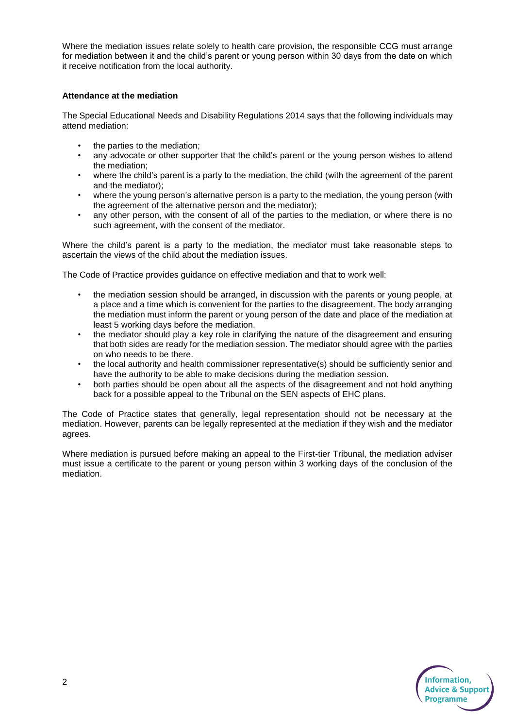Where the mediation issues relate solely to health care provision, the responsible CCG must arrange for mediation between it and the child's parent or young person within 30 days from the date on which it receive notification from the local authority.

**Attendance at the mediation**

The Special Educational Needs and Disability Regulations 2014 says that the following individuals may attend mediation:

- the parties to the mediation;
- any advocate or other supporter that the child's parent or the young person wishes to attend the mediation;
- where the child's parent is a party to the mediation, the child (with the agreement of the parent and the mediator);
- where the young person's alternative person is a party to the mediation, the young person (with the agreement of the alternative person and the mediator);
- any other person, with the consent of all of the parties to the mediation, or where there is no such agreement, with the consent of the mediator.

Where the child's parent is a party to the mediation, the mediator must take reasonable steps to ascertain the views of the child about the mediation issues.

The Code of Practice provides guidance on effective mediation and that to work well:

- the mediation session should be arranged, in discussion with the parents or young people, at a place and a time which is convenient for the parties to the disagreement. The body arranging the mediation must inform the parent or young person of the date and place of the mediation at least 5 working days before the mediation.
- the mediator should play a key role in clarifying the nature of the disagreement and ensuring that both sides are ready for the mediation session. The mediator should agree with the parties on who needs to be there.
- the local authority and health commissioner representative(s) should be sufficiently senior and have the authority to be able to make decisions during the mediation session.
- both parties should be open about all the aspects of the disagreement and not hold anything back for a possible appeal to the Tribunal on the SEN aspects of EHC plans.

The Code of Practice states that generally, legal representation should not be necessary at the mediation. However, parents can be legally represented at the mediation if they wish and the mediator agrees.

Where mediation is pursued before making an appeal to the First-tier Tribunal, the mediation adviser must issue a certificate to the parent or young person within 3 working days of the conclusion of the mediation.